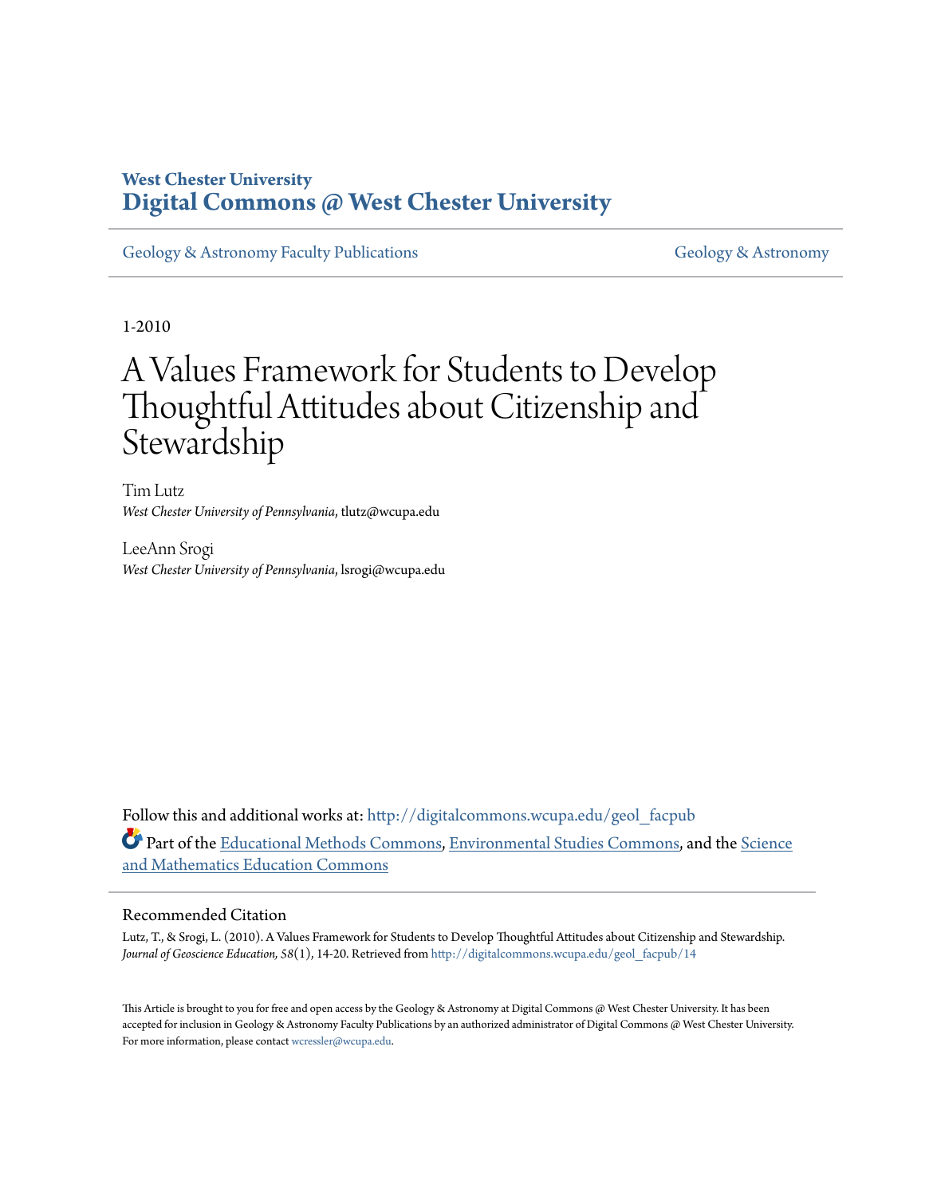**West Chester University**
**Digital Commons @ West Chester University**

Geology & Astronomy Faculty Publications — Geology & Astronomy

1-2010

# A Values Framework for Students to Develop Thoughtful Attitudes about Citizenship and Stewardship

Tim Lutz
*West Chester University of Pennsylvania*, tlutz@wcupa.edu

LeeAnn Srogi
*West Chester University of Pennsylvania*, lsrogi@wcupa.edu

Follow this and additional works at: http://digitalcommons.wcupa.edu/geol_facpub

Part of the Educational Methods Commons, Environmental Studies Commons, and the Science and Mathematics Education Commons

## Recommended Citation

Lutz, T., & Srogi, L. (2010). A Values Framework for Students to Develop Thoughtful Attitudes about Citizenship and Stewardship. *Journal of Geoscience Education, 58*(1), 14-20. Retrieved from http://digitalcommons.wcupa.edu/geol_facpub/14

This Article is brought to you for free and open access by the Geology & Astronomy at Digital Commons @ West Chester University. It has been accepted for inclusion in Geology & Astronomy Faculty Publications by an authorized administrator of Digital Commons @ West Chester University. For more information, please contact wcressler@wcupa.edu.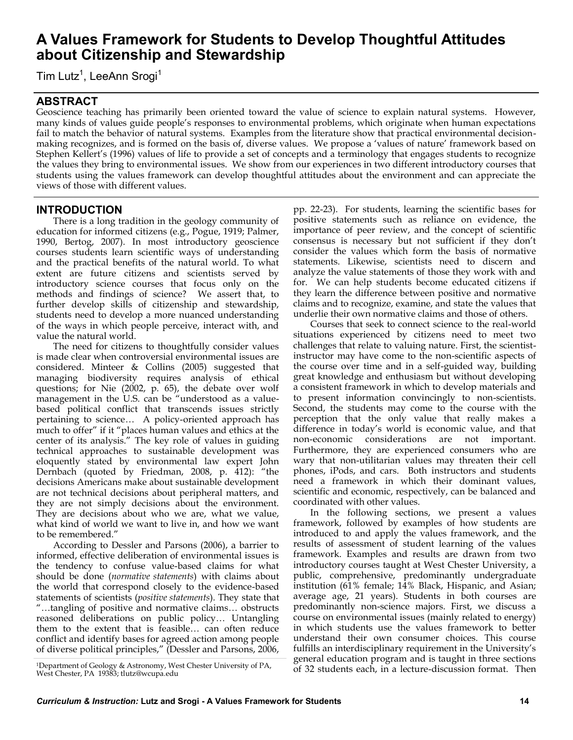// A Values Framework for Students to Develop Thoughtful Attitudes about Citizenship and Stewardship

Tim Lutz[1], LeeAnn Srogi[1]

## ABSTRACT

Geoscience teaching has primarily been oriented toward the value of science to explain natural systems. However, many kinds of values guide people's responses to environmental problems, which originate when human expectations fail to match the behavior of natural systems. Examples from the literature show that practical environmental decision-making recognizes, and is formed on the basis of, diverse values. We propose a 'values of nature' framework based on Stephen Kellert's (1996) values of life to provide a set of concepts and a terminology that engages students to recognize the values they bring to environmental issues. We show from our experiences in two different introductory courses that students using the values framework can develop thoughtful attitudes about the environment and can appreciate the views of those with different values.

## INTRODUCTION

There is a long tradition in the geology community of education for informed citizens (e.g., Pogue, 1919; Palmer, 1990, Bertog, 2007). In most introductory geoscience courses students learn scientific ways of understanding and the practical benefits of the natural world. To what extent are future citizens and scientists served by introductory science courses that focus only on the methods and findings of science? We assert that, to further develop skills of citizenship and stewardship, students need to develop a more nuanced understanding of the ways in which people perceive, interact with, and value the natural world.

The need for citizens to thoughtfully consider values is made clear when controversial environmental issues are considered. Minteer & Collins (2005) suggested that managing biodiversity requires analysis of ethical questions; for Nie (2002, p. 65), the debate over wolf management in the U.S. can be "understood as a value-based political conflict that transcends issues strictly pertaining to science… A policy-oriented approach has much to offer" if it "places human values and ethics at the center of its analysis." The key role of values in guiding technical approaches to sustainable development was eloquently stated by environmental law expert John Dernbach (quoted by Friedman, 2008, p. 412): "the decisions Americans make about sustainable development are not technical decisions about peripheral matters, and they are not simply decisions about the environment. They are decisions about who we are, what we value, what kind of world we want to live in, and how we want to be remembered."

According to Dessler and Parsons (2006), a barrier to informed, effective deliberation of environmental issues is the tendency to confuse value-based claims for what should be done (*normative statements*) with claims about the world that correspond closely to the evidence-based statements of scientists (*positive statements*). They state that "…tangling of positive and normative claims… obstructs reasoned deliberations on public policy… Untangling them to the extent that is feasible… can often reduce conflict and identify bases for agreed action among people of diverse political principles," (Dessler and Parsons, 2006, pp. 22-23). For students, learning the scientific bases for positive statements such as reliance on evidence, the importance of peer review, and the concept of scientific consensus is necessary but not sufficient if they don't consider the values which form the basis of normative statements. Likewise, scientists need to discern and analyze the value statements of those they work with and for. We can help students become educated citizens if they learn the difference between positive and normative claims and to recognize, examine, and state the values that underlie their own normative claims and those of others.

Courses that seek to connect science to the real-world situations experienced by citizens need to meet two challenges that relate to valuing nature. First, the scientist-instructor may have come to the non-scientific aspects of the course over time and in a self-guided way, building great knowledge and enthusiasm but without developing a consistent framework in which to develop materials and to present information convincingly to non-scientists. Second, the students may come to the course with the perception that the only value that really makes a difference in today's world is economic value, and that non-economic considerations are not important. Furthermore, they are experienced consumers who are wary that non-utilitarian values may threaten their cell phones, iPods, and cars. Both instructors and students need a framework in which their dominant values, scientific and economic, respectively, can be balanced and coordinated with other values.

In the following sections, we present a values framework, followed by examples of how students are introduced to and apply the values framework, and the results of assessment of student learning of the values framework. Examples and results are drawn from two introductory courses taught at West Chester University, a public, comprehensive, predominantly undergraduate institution (61% female; 14% Black, Hispanic, and Asian; average age, 21 years). Students in both courses are predominantly non-science majors. First, we discuss a course on environmental issues (mainly related to energy) in which students use the values framework to better understand their own consumer choices. This course fulfills an interdisciplinary requirement in the University's general education program and is taught in three sections of 32 students each, in a lecture-discussion format. Then

[1]Department of Geology & Astronomy, West Chester University of PA, West Chester, PA 19383; tlutz@wcupa.edu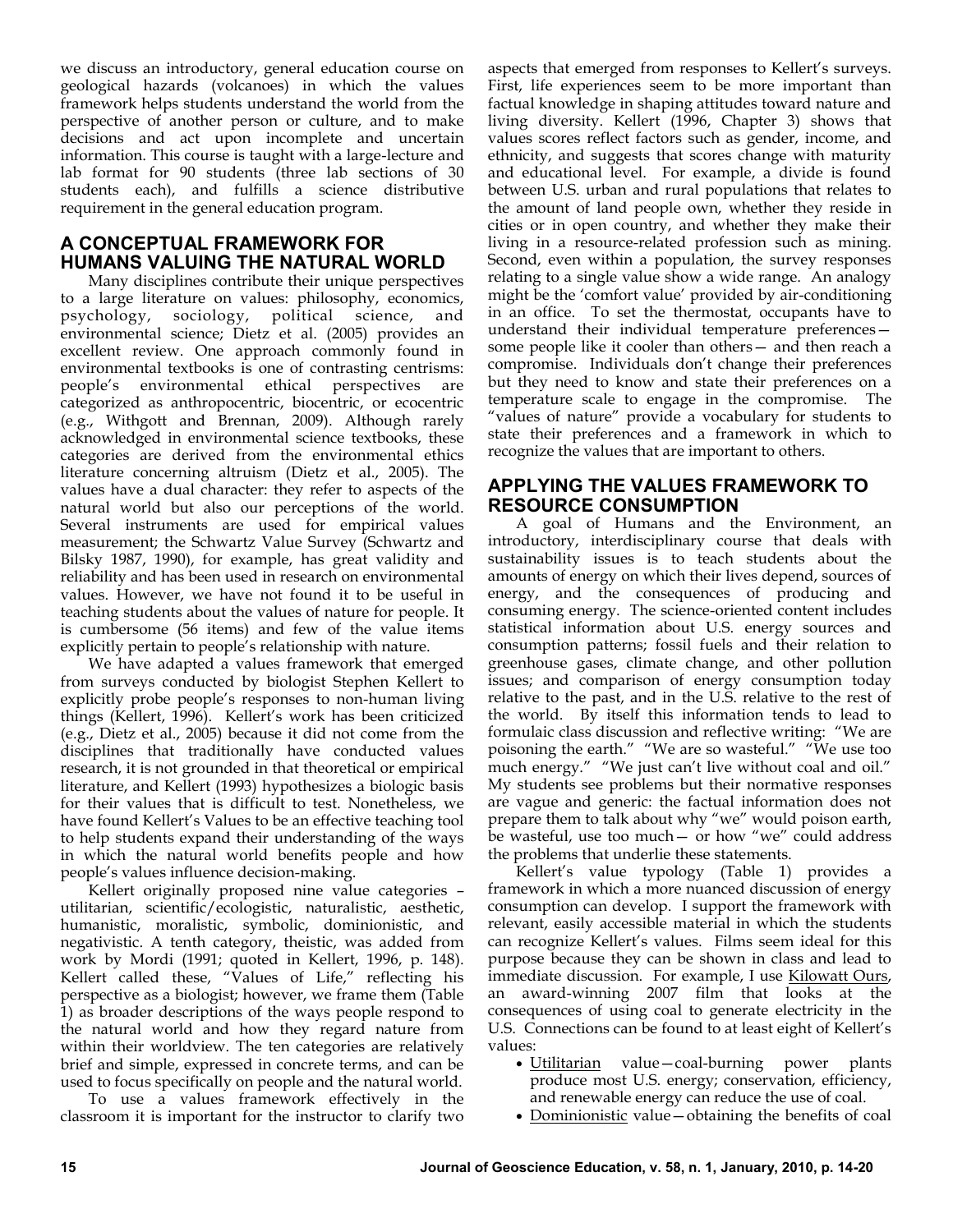we discuss an introductory, general education course on geological hazards (volcanoes) in which the values framework helps students understand the world from the perspective of another person or culture, and to make decisions and act upon incomplete and uncertain information. This course is taught with a large-lecture and lab format for 90 students (three lab sections of 30 students each), and fulfills a science distributive requirement in the general education program.

## A CONCEPTUAL FRAMEWORK FOR HUMANS VALUING THE NATURAL WORLD

Many disciplines contribute their unique perspectives to a large literature on values: philosophy, economics, psychology, sociology, political science, and environmental science; Dietz et al. (2005) provides an excellent review. One approach commonly found in environmental textbooks is one of contrasting centrisms: people's environmental ethical perspectives are categorized as anthropocentric, biocentric, or ecocentric (e.g., Withgott and Brennan, 2009). Although rarely acknowledged in environmental science textbooks, these categories are derived from the environmental ethics literature concerning altruism (Dietz et al., 2005). The values have a dual character: they refer to aspects of the natural world but also our perceptions of the world. Several instruments are used for empirical values measurement; the Schwartz Value Survey (Schwartz and Bilsky 1987, 1990), for example, has great validity and reliability and has been used in research on environmental values. However, we have not found it to be useful in teaching students about the values of nature for people. It is cumbersome (56 items) and few of the value items explicitly pertain to people's relationship with nature.

We have adapted a values framework that emerged from surveys conducted by biologist Stephen Kellert to explicitly probe people's responses to non-human living things (Kellert, 1996). Kellert's work has been criticized (e.g., Dietz et al., 2005) because it did not come from the disciplines that traditionally have conducted values research, it is not grounded in that theoretical or empirical literature, and Kellert (1993) hypothesizes a biologic basis for their values that is difficult to test. Nonetheless, we have found Kellert's Values to be an effective teaching tool to help students expand their understanding of the ways in which the natural world benefits people and how people's values influence decision-making.

Kellert originally proposed nine value categories – utilitarian, scientific/ecologistic, naturalistic, aesthetic, humanistic, moralistic, symbolic, dominionistic, and negativistic. A tenth category, theistic, was added from work by Mordi (1991; quoted in Kellert, 1996, p. 148). Kellert called these, "Values of Life," reflecting his perspective as a biologist; however, we frame them (Table 1) as broader descriptions of the ways people respond to the natural world and how they regard nature from within their worldview. The ten categories are relatively brief and simple, expressed in concrete terms, and can be used to focus specifically on people and the natural world.

To use a values framework effectively in the classroom it is important for the instructor to clarify two aspects that emerged from responses to Kellert's surveys. First, life experiences seem to be more important than factual knowledge in shaping attitudes toward nature and living diversity. Kellert (1996, Chapter 3) shows that values scores reflect factors such as gender, income, and ethnicity, and suggests that scores change with maturity and educational level. For example, a divide is found between U.S. urban and rural populations that relates to the amount of land people own, whether they reside in cities or in open country, and whether they make their living in a resource-related profession such as mining. Second, even within a population, the survey responses relating to a single value show a wide range. An analogy might be the 'comfort value' provided by air-conditioning in an office. To set the thermostat, occupants have to understand their individual temperature preferences— some people like it cooler than others— and then reach a compromise. Individuals don't change their preferences but they need to know and state their preferences on a temperature scale to engage in the compromise. The "values of nature" provide a vocabulary for students to state their preferences and a framework in which to recognize the values that are important to others.

## APPLYING THE VALUES FRAMEWORK TO RESOURCE CONSUMPTION

A goal of Humans and the Environment, an introductory, interdisciplinary course that deals with sustainability issues is to teach students about the amounts of energy on which their lives depend, sources of energy, and the consequences of producing and consuming energy. The science-oriented content includes statistical information about U.S. energy sources and consumption patterns; fossil fuels and their relation to greenhouse gases, climate change, and other pollution issues; and comparison of energy consumption today relative to the past, and in the U.S. relative to the rest of the world. By itself this information tends to lead to formulaic class discussion and reflective writing: "We are poisoning the earth." "We are so wasteful." "We use too much energy." "We just can't live without coal and oil." My students see problems but their normative responses are vague and generic: the factual information does not prepare them to talk about why "we" would poison earth, be wasteful, use too much— or how "we" could address the problems that underlie these statements.

Kellert's value typology (Table 1) provides a framework in which a more nuanced discussion of energy consumption can develop. I support the framework with relevant, easily accessible material in which the students can recognize Kellert's values. Films seem ideal for this purpose because they can be shown in class and lead to immediate discussion. For example, I use Kilowatt Ours, an award-winning 2007 film that looks at the consequences of using coal to generate electricity in the U.S. Connections can be found to at least eight of Kellert's values:

- Utilitarian value—coal-burning power plants produce most U.S. energy; conservation, efficiency, and renewable energy can reduce the use of coal.
- Dominionistic value—obtaining the benefits of coal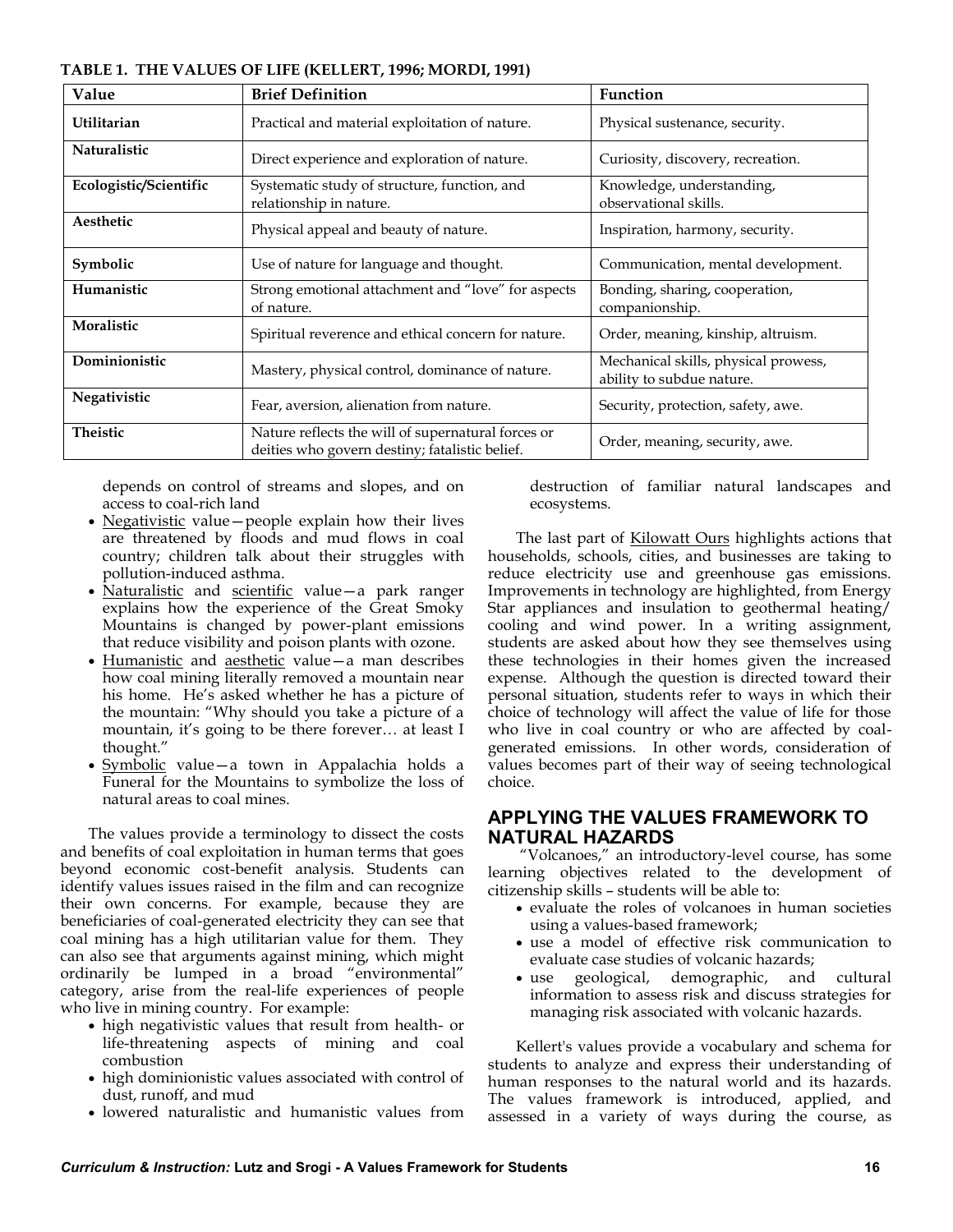**TABLE 1. THE VALUES OF LIFE (KELLERT, 1996; MORDI, 1991)**

| Value | Brief Definition | Function |
|---|---|---|
| **Utilitarian** | Practical and material exploitation of nature. | Physical sustenance, security. |
| **Naturalistic** | Direct experience and exploration of nature. | Curiosity, discovery, recreation. |
| **Ecologistic/Scientific** | Systematic study of structure, function, and relationship in nature. | Knowledge, understanding, observational skills. |
| **Aesthetic** | Physical appeal and beauty of nature. | Inspiration, harmony, security. |
| **Symbolic** | Use of nature for language and thought. | Communication, mental development. |
| **Humanistic** | Strong emotional attachment and "love" for aspects of nature. | Bonding, sharing, cooperation, companionship. |
| **Moralistic** | Spiritual reverence and ethical concern for nature. | Order, meaning, kinship, altruism. |
| **Dominionistic** | Mastery, physical control, dominance of nature. | Mechanical skills, physical prowess, ability to subdue nature. |
| **Negativistic** | Fear, aversion, alienation from nature. | Security, protection, safety, awe. |
| **Theistic** | Nature reflects the will of supernatural forces or deities who govern destiny; fatalistic belief. | Order, meaning, security, awe. |

depends on control of streams and slopes, and on access to coal-rich land

- Negativistic value—people explain how their lives are threatened by floods and mud flows in coal country; children talk about their struggles with pollution-induced asthma.
- Naturalistic and scientific value—a park ranger explains how the experience of the Great Smoky Mountains is changed by power-plant emissions that reduce visibility and poison plants with ozone.
- Humanistic and aesthetic value—a man describes how coal mining literally removed a mountain near his home. He's asked whether he has a picture of the mountain: "Why should you take a picture of a mountain, it's going to be there forever… at least I thought."
- Symbolic value—a town in Appalachia holds a Funeral for the Mountains to symbolize the loss of natural areas to coal mines.

The values provide a terminology to dissect the costs and benefits of coal exploitation in human terms that goes beyond economic cost-benefit analysis. Students can identify values issues raised in the film and can recognize their own concerns. For example, because they are beneficiaries of coal-generated electricity they can see that coal mining has a high utilitarian value for them. They can also see that arguments against mining, which might ordinarily be lumped in a broad "environmental" category, arise from the real-life experiences of people who live in mining country. For example:

- high negativistic values that result from health- or life-threatening aspects of mining and coal combustion
- high dominionistic values associated with control of dust, runoff, and mud
- lowered naturalistic and humanistic values from destruction of familiar natural landscapes and ecosystems.

The last part of Kilowatt Ours highlights actions that households, schools, cities, and businesses are taking to reduce electricity use and greenhouse gas emissions. Improvements in technology are highlighted, from Energy Star appliances and insulation to geothermal heating/cooling and wind power. In a writing assignment, students are asked about how they see themselves using these technologies in their homes given the increased expense. Although the question is directed toward their personal situation, students refer to ways in which their choice of technology will affect the value of life for those who live in coal country or who are affected by coal-generated emissions. In other words, consideration of values becomes part of their way of seeing technological choice.

## APPLYING THE VALUES FRAMEWORK TO NATURAL HAZARDS

"Volcanoes," an introductory-level course, has some learning objectives related to the development of citizenship skills – students will be able to:

- evaluate the roles of volcanoes in human societies using a values-based framework;
- use a model of effective risk communication to evaluate case studies of volcanic hazards;
- use geological, demographic, and cultural information to assess risk and discuss strategies for managing risk associated with volcanic hazards.

Kellert's values provide a vocabulary and schema for students to analyze and express their understanding of human responses to the natural world and its hazards. The values framework is introduced, applied, and assessed in a variety of ways during the course, as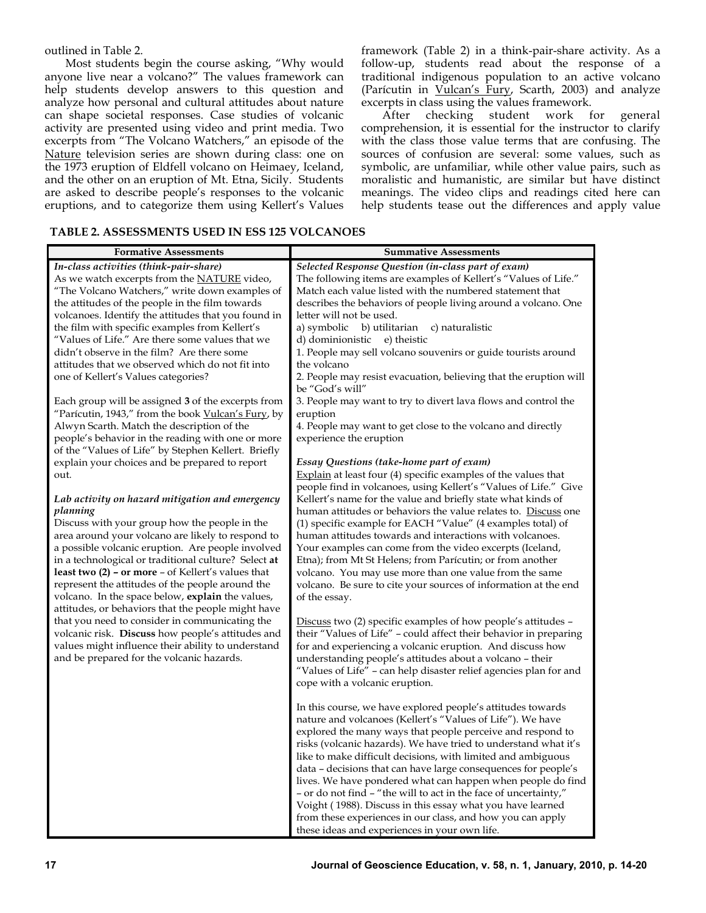outlined in Table 2.

Most students begin the course asking, "Why would anyone live near a volcano?" The values framework can help students develop answers to this question and analyze how personal and cultural attitudes about nature can shape societal responses. Case studies of volcanic activity are presented using video and print media. Two excerpts from "The Volcano Watchers," an episode of the Nature television series are shown during class: one on the 1973 eruption of Eldfell volcano on Heimaey, Iceland, and the other on an eruption of Mt. Etna, Sicily. Students are asked to describe people's responses to the volcanic eruptions, and to categorize them using Kellert's Values framework (Table 2) in a think-pair-share activity. As a follow-up, students read about the response of a traditional indigenous population to an active volcano (Parícutin in Vulcan's Fury, Scarth, 2003) and analyze excerpts in class using the values framework.

After checking student work for general comprehension, it is essential for the instructor to clarify with the class those value terms that are confusing. The sources of confusion are several: some values, such as symbolic, are unfamiliar, while other value pairs, such as moralistic and humanistic, are similar but have distinct meanings. The video clips and readings cited here can help students tease out the differences and apply value

**TABLE 2. ASSESSMENTS USED IN ESS 125 VOLCANOES**

| Formative Assessments | Summative Assessments |
|---|---|
| ***In-class activities (think-pair-share)***<br>As we watch excerpts from the NATURE video, "The Volcano Watchers," write down examples of the attitudes of the people in the film towards volcanoes. Identify the attitudes that you found in the film with specific examples from Kellert's "Values of Life." Are there some values that we didn't observe in the film? Are there some attitudes that we observed which do not fit into one of Kellert's Values categories?<br><br>Each group will be assigned **3** of the excerpts from "Parícutin, 1943," from the book Vulcan's Fury, by Alwyn Scarth. Match the description of the people's behavior in the reading with one or more of the "Values of Life" by Stephen Kellert. Briefly explain your choices and be prepared to report out.<br><br>***Lab activity on hazard mitigation and emergency planning***<br>Discuss with your group how the people in the area around your volcano are likely to respond to a possible volcanic eruption. Are people involved in a technological or traditional culture? Select **at least two (2) – or more** – of Kellert's values that represent the attitudes of the people around the volcano. In the space below, **explain** the values, attitudes, or behaviors that the people might have that you need to consider in communicating the volcanic risk. **Discuss** how people's attitudes and values might influence their ability to understand and be prepared for the volcanic hazards. | ***Selected Response Question (in-class part of exam)***<br>The following items are examples of Kellert's "Values of Life." Match each value listed with the numbered statement that describes the behaviors of people living around a volcano. One letter will not be used.<br>a) symbolic b) utilitarian c) naturalistic<br>d) dominionistic e) theistic<br>1. People may sell volcano souvenirs or guide tourists around the volcano<br>2. People may resist evacuation, believing that the eruption will be "God's will"<br>3. People may want to try to divert lava flows and control the eruption<br>4. People may want to get close to the volcano and directly experience the eruption<br><br>***Essay Questions (take-home part of exam)***<br>Explain at least four (4) specific examples of the values that people find in volcanoes, using Kellert's "Values of Life." Give Kellert's name for the value and briefly state what kinds of human attitudes or behaviors the value relates to. Discuss one (1) specific example for EACH "Value" (4 examples total) of human attitudes towards and interactions with volcanoes. Your examples can come from the video excerpts (Iceland, Etna); from Mt St Helens; from Parícutin; or from another volcano. You may use more than one value from the same volcano. Be sure to cite your sources of information at the end of the essay.<br><br>Discuss two (2) specific examples of how people's attitudes – their "Values of Life" – could affect their behavior in preparing for and experiencing a volcanic eruption. And discuss how understanding people's attitudes about a volcano – their "Values of Life" – can help disaster relief agencies plan for and cope with a volcanic eruption.<br><br>In this course, we have explored people's attitudes towards nature and volcanoes (Kellert's "Values of Life"). We have explored the many ways that people perceive and respond to risks (volcanic hazards). We have tried to understand what it's like to make difficult decisions, with limited and ambiguous data – decisions that can have large consequences for people's lives. We have pondered what can happen when people do find – or do not find – "the will to act in the face of uncertainty," Voight ( 1988). Discuss in this essay what you have learned from these experiences in our class, and how you can apply these ideas and experiences in your own life. |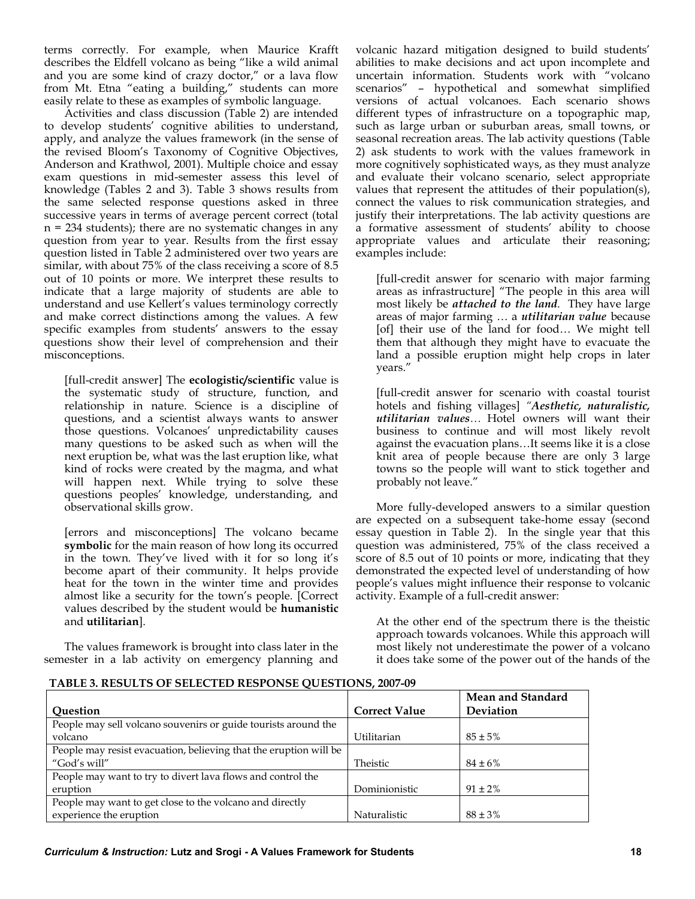terms correctly. For example, when Maurice Krafft describes the Eldfell volcano as being "like a wild animal and you are some kind of crazy doctor," or a lava flow from Mt. Etna "eating a building," students can more easily relate to these as examples of symbolic language.

Activities and class discussion (Table 2) are intended to develop students' cognitive abilities to understand, apply, and analyze the values framework (in the sense of the revised Bloom's Taxonomy of Cognitive Objectives, Anderson and Krathwol, 2001). Multiple choice and essay exam questions in mid-semester assess this level of knowledge (Tables 2 and 3). Table 3 shows results from the same selected response questions asked in three successive years in terms of average percent correct (total n = 234 students); there are no systematic changes in any question from year to year. Results from the first essay question listed in Table 2 administered over two years are similar, with about 75% of the class receiving a score of 8.5 out of 10 points or more. We interpret these results to indicate that a large majority of students are able to understand and use Kellert's values terminology correctly and make correct distinctions among the values. A few specific examples from students' answers to the essay questions show their level of comprehension and their misconceptions.

> [full-credit answer] The **ecologistic/scientific** value is the systematic study of structure, function, and relationship in nature. Science is a discipline of questions, and a scientist always wants to answer those questions. Volcanoes' unpredictability causes many questions to be asked such as when will the next eruption be, what was the last eruption like, what kind of rocks were created by the magma, and what will happen next. While trying to solve these questions peoples' knowledge, understanding, and observational skills grow.

> [errors and misconceptions] The volcano became **symbolic** for the main reason of how long its occurred in the town. They've lived with it for so long it's become apart of their community. It helps provide heat for the town in the winter time and provides almost like a security for the town's people. [Correct values described by the student would be **humanistic** and **utilitarian**].

The values framework is brought into class later in the semester in a lab activity on emergency planning and volcanic hazard mitigation designed to build students' abilities to make decisions and act upon incomplete and uncertain information. Students work with "volcano scenarios" – hypothetical and somewhat simplified versions of actual volcanoes. Each scenario shows different types of infrastructure on a topographic map, such as large urban or suburban areas, small towns, or seasonal recreation areas. The lab activity questions (Table 2) ask students to work with the values framework in more cognitively sophisticated ways, as they must analyze and evaluate their volcano scenario, select appropriate values that represent the attitudes of their population(s), connect the values to risk communication strategies, and justify their interpretations. The lab activity questions are a formative assessment of students' ability to choose appropriate values and articulate their reasoning; examples include:

> [full-credit answer for scenario with major farming areas as infrastructure] "The people in this area will most likely be ***attached to the land***. They have large areas of major farming … a ***utilitarian value*** because [of] their use of the land for food… We might tell them that although they might have to evacuate the land a possible eruption might help crops in later years."

> [full-credit answer for scenario with coastal tourist hotels and fishing villages] *"**Aesthetic, naturalistic, utilitarian values**… Hotel owners will want their business to continue and will most likely revolt against the evacuation plans…It seems like it is a close knit area of people because there are only 3 large towns so the people will want to stick together and probably not leave."*

More fully-developed answers to a similar question are expected on a subsequent take-home essay (second essay question in Table 2). In the single year that this question was administered, 75% of the class received a score of 8.5 out of 10 points or more, indicating that they demonstrated the expected level of understanding of how people's values might influence their response to volcanic activity. Example of a full-credit answer:

> At the other end of the spectrum there is the theistic approach towards volcanoes. While this approach will most likely not underestimate the power of a volcano it does take some of the power out of the hands of the

**TABLE 3. RESULTS OF SELECTED RESPONSE QUESTIONS, 2007-09**

| Question | Correct Value | Mean and Standard Deviation |
|---|---|---|
| People may sell volcano souvenirs or guide tourists around the volcano | Utilitarian | 85 ± 5% |
| People may resist evacuation, believing that the eruption will be "God's will" | Theistic | 84 ± 6% |
| People may want to try to divert lava flows and control the eruption | Dominionistic | 91 ± 2% |
| People may want to get close to the volcano and directly experience the eruption | Naturalistic | 88 ± 3% |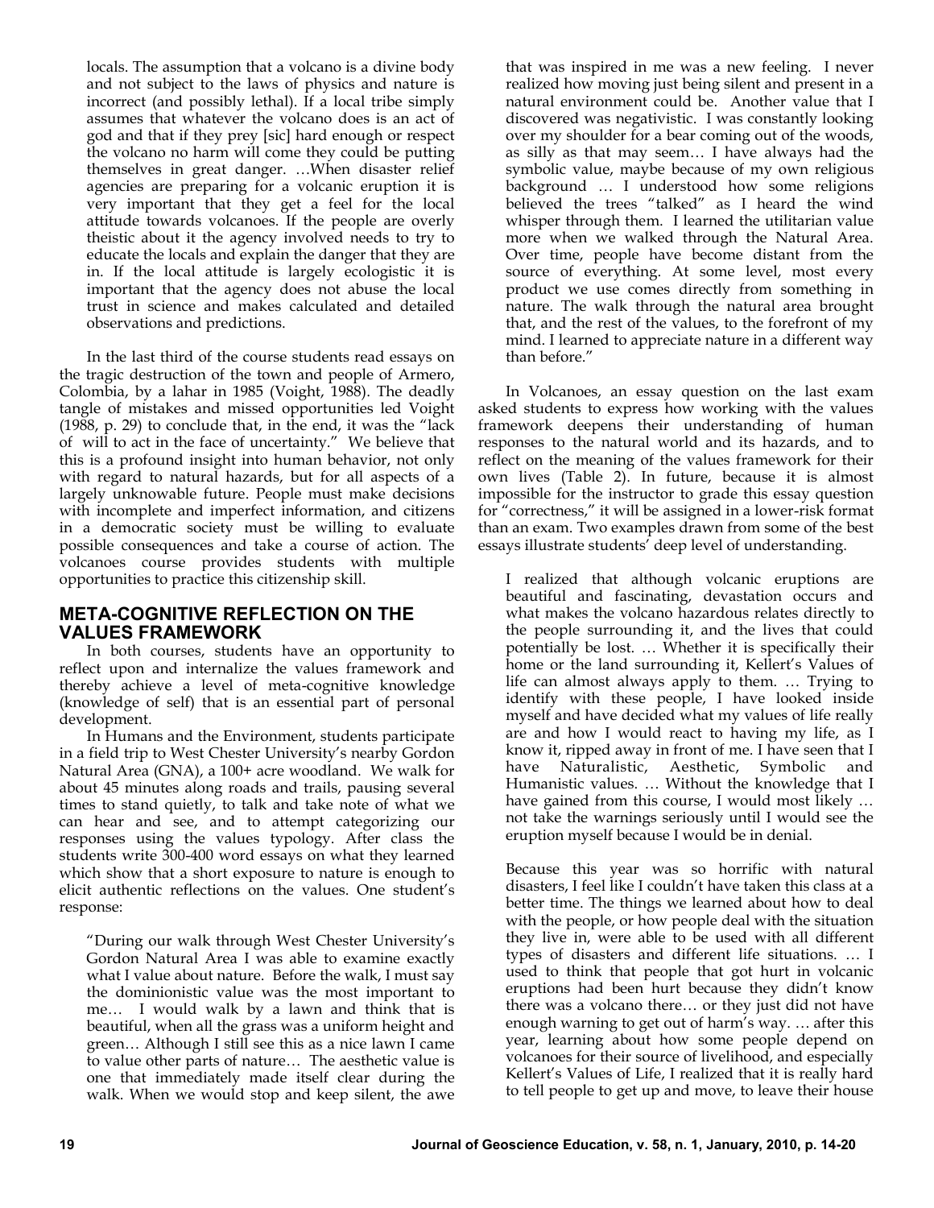locals. The assumption that a volcano is a divine body and not subject to the laws of physics and nature is incorrect (and possibly lethal). If a local tribe simply assumes that whatever the volcano does is an act of god and that if they prey [sic] hard enough or respect the volcano no harm will come they could be putting themselves in great danger. …When disaster relief agencies are preparing for a volcanic eruption it is very important that they get a feel for the local attitude towards volcanoes. If the people are overly theistic about it the agency involved needs to try to educate the locals and explain the danger that they are in. If the local attitude is largely ecologistic it is important that the agency does not abuse the local trust in science and makes calculated and detailed observations and predictions.

In the last third of the course students read essays on the tragic destruction of the town and people of Armero, Colombia, by a lahar in 1985 (Voight, 1988). The deadly tangle of mistakes and missed opportunities led Voight (1988, p. 29) to conclude that, in the end, it was the "lack of will to act in the face of uncertainty." We believe that this is a profound insight into human behavior, not only with regard to natural hazards, but for all aspects of a largely unknowable future. People must make decisions with incomplete and imperfect information, and citizens in a democratic society must be willing to evaluate possible consequences and take a course of action. The volcanoes course provides students with multiple opportunities to practice this citizenship skill.

## META-COGNITIVE REFLECTION ON THE VALUES FRAMEWORK

In both courses, students have an opportunity to reflect upon and internalize the values framework and thereby achieve a level of meta-cognitive knowledge (knowledge of self) that is an essential part of personal development.

In Humans and the Environment, students participate in a field trip to West Chester University's nearby Gordon Natural Area (GNA), a 100+ acre woodland. We walk for about 45 minutes along roads and trails, pausing several times to stand quietly, to talk and take note of what we can hear and see, and to attempt categorizing our responses using the values typology. After class the students write 300-400 word essays on what they learned which show that a short exposure to nature is enough to elicit authentic reflections on the values. One student's response:

> "During our walk through West Chester University's Gordon Natural Area I was able to examine exactly what I value about nature. Before the walk, I must say the dominionistic value was the most important to me… I would walk by a lawn and think that is beautiful, when all the grass was a uniform height and green… Although I still see this as a nice lawn I came to value other parts of nature… The aesthetic value is one that immediately made itself clear during the walk. When we would stop and keep silent, the awe that was inspired in me was a new feeling. I never realized how moving just being silent and present in a natural environment could be. Another value that I discovered was negativistic. I was constantly looking over my shoulder for a bear coming out of the woods, as silly as that may seem… I have always had the symbolic value, maybe because of my own religious background … I understood how some religions believed the trees "talked" as I heard the wind whisper through them. I learned the utilitarian value more when we walked through the Natural Area. Over time, people have become distant from the source of everything. At some level, most every product we use comes directly from something in nature. The walk through the natural area brought that, and the rest of the values, to the forefront of my mind. I learned to appreciate nature in a different way than before."

In Volcanoes, an essay question on the last exam asked students to express how working with the values framework deepens their understanding of human responses to the natural world and its hazards, and to reflect on the meaning of the values framework for their own lives (Table 2). In future, because it is almost impossible for the instructor to grade this essay question for "correctness," it will be assigned in a lower-risk format than an exam. Two examples drawn from some of the best essays illustrate students' deep level of understanding.

> I realized that although volcanic eruptions are beautiful and fascinating, devastation occurs and what makes the volcano hazardous relates directly to the people surrounding it, and the lives that could potentially be lost. … Whether it is specifically their home or the land surrounding it, Kellert's Values of life can almost always apply to them. … Trying to identify with these people, I have looked inside myself and have decided what my values of life really are and how I would react to having my life, as I know it, ripped away in front of me. I have seen that I have Naturalistic, Aesthetic, Symbolic and Humanistic values. … Without the knowledge that I have gained from this course, I would most likely … not take the warnings seriously until I would see the eruption myself because I would be in denial.

> Because this year was so horrific with natural disasters, I feel like I couldn't have taken this class at a better time. The things we learned about how to deal with the people, or how people deal with the situation they live in, were able to be used with all different types of disasters and different life situations. … I used to think that people that got hurt in volcanic eruptions had been hurt because they didn't know there was a volcano there… or they just did not have enough warning to get out of harm's way. … after this year, learning about how some people depend on volcanoes for their source of livelihood, and especially Kellert's Values of Life, I realized that it is really hard to tell people to get up and move, to leave their house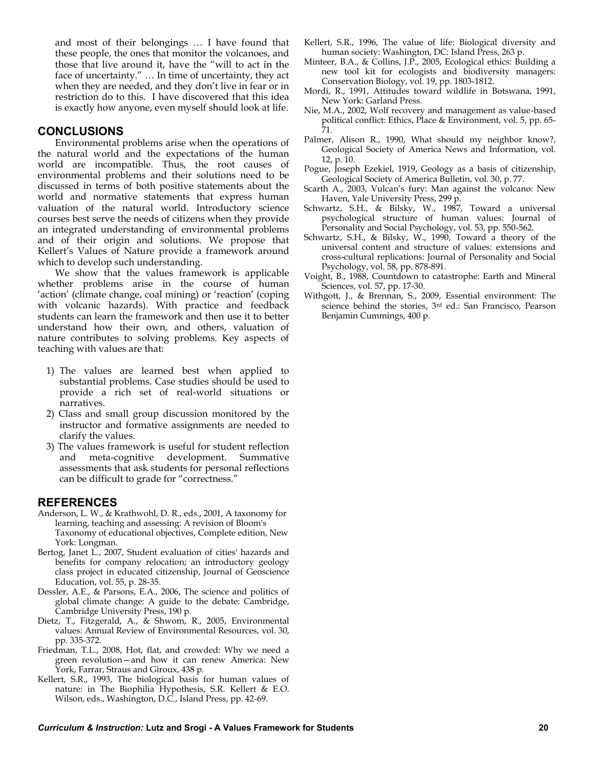and most of their belongings … I have found that these people, the ones that monitor the volcanoes, and those that live around it, have the "will to act in the face of uncertainty." … In time of uncertainty, they act when they are needed, and they don't live in fear or in restriction do to this. I have discovered that this idea is exactly how anyone, even myself should look at life.

## CONCLUSIONS

Environmental problems arise when the operations of the natural world and the expectations of the human world are incompatible. Thus, the root causes of environmental problems and their solutions need to be discussed in terms of both positive statements about the world and normative statements that express human valuation of the natural world. Introductory science courses best serve the needs of citizens when they provide an integrated understanding of environmental problems and of their origin and solutions. We propose that Kellert's Values of Nature provide a framework around which to develop such understanding.

We show that the values framework is applicable whether problems arise in the course of human 'action' (climate change, coal mining) or 'reaction' (coping with volcanic hazards). With practice and feedback students can learn the framework and then use it to better understand how their own, and others, valuation of nature contributes to solving problems. Key aspects of teaching with values are that:

1) The values are learned best when applied to substantial problems. Case studies should be used to provide a rich set of real-world situations or narratives.
2) Class and small group discussion monitored by the instructor and formative assignments are needed to clarify the values.
3) The values framework is useful for student reflection and meta-cognitive development. Summative assessments that ask students for personal reflections can be difficult to grade for "correctness."

## REFERENCES

Anderson, L. W., & Krathwohl, D. R., eds., 2001, A taxonomy for learning, teaching and assessing: A revision of Bloom's Taxonomy of educational objectives, Complete edition, New York: Longman.

Bertog, Janet L., 2007, Student evaluation of cities' hazards and benefits for company relocation; an introductory geology class project in educated citizenship, Journal of Geoscience Education, vol. 55, p. 28-35.

Dessler, A.E., & Parsons, E.A., 2006, The science and politics of global climate change: A guide to the debate: Cambridge, Cambridge University Press, 190 p.

Dietz, T., Fitzgerald, A., & Shwom, R., 2005, Environmental values: Annual Review of Environmental Resources, vol. 30, pp. 335-372.

Friedman, T.L., 2008, Hot, flat, and crowded: Why we need a green revolution—and how it can renew America: New York, Farrar, Straus and Giroux, 438 p.

Kellert, S.R., 1993, The biological basis for human values of nature: in The Biophilia Hypothesis, S.R. Kellert & E.O. Wilson, eds., Washington, D.C., Island Press, pp. 42-69.

Kellert, S.R., 1996, The value of life: Biological diversity and human society: Washington, DC: Island Press, 263 p.

Minteer, B.A., & Collins, J.P., 2005, Ecological ethics: Building a new tool kit for ecologists and biodiversity managers: Conservation Biology, vol. 19, pp. 1803-1812.

Mordi, R., 1991, Attitudes toward wildlife in Botswana, 1991, New York: Garland Press.

Nie, M.A., 2002, Wolf recovery and management as value-based political conflict: Ethics, Place & Environment, vol. 5, pp. 65-71.

Palmer, Alison R., 1990, What should my neighbor know?, Geological Society of America News and Information, vol. 12, p. 10.

Pogue, Joseph Ezekiel, 1919, Geology as a basis of citizenship, Geological Society of America Bulletin, vol. 30, p. 77.

Scarth A., 2003, Vulcan's fury: Man against the volcano: New Haven, Yale University Press, 299 p.

Schwartz, S.H., & Bilsky, W., 1987, Toward a universal psychological structure of human values: Journal of Personality and Social Psychology, vol. 53, pp. 550-562.

Schwartz, S.H., & Bilsky, W., 1990, Toward a theory of the universal content and structure of values: extensions and cross-cultural replications: Journal of Personality and Social Psychology, vol. 58, pp. 878-891.

Voight, B., 1988, Countdown to catastrophe: Earth and Mineral Sciences, vol. 57, pp. 17-30.

Withgott, J., & Brennan, S., 2009, Essential environment: The science behind the stories, 3rd ed.: San Francisco, Pearson Benjamin Cummings, 400 p.